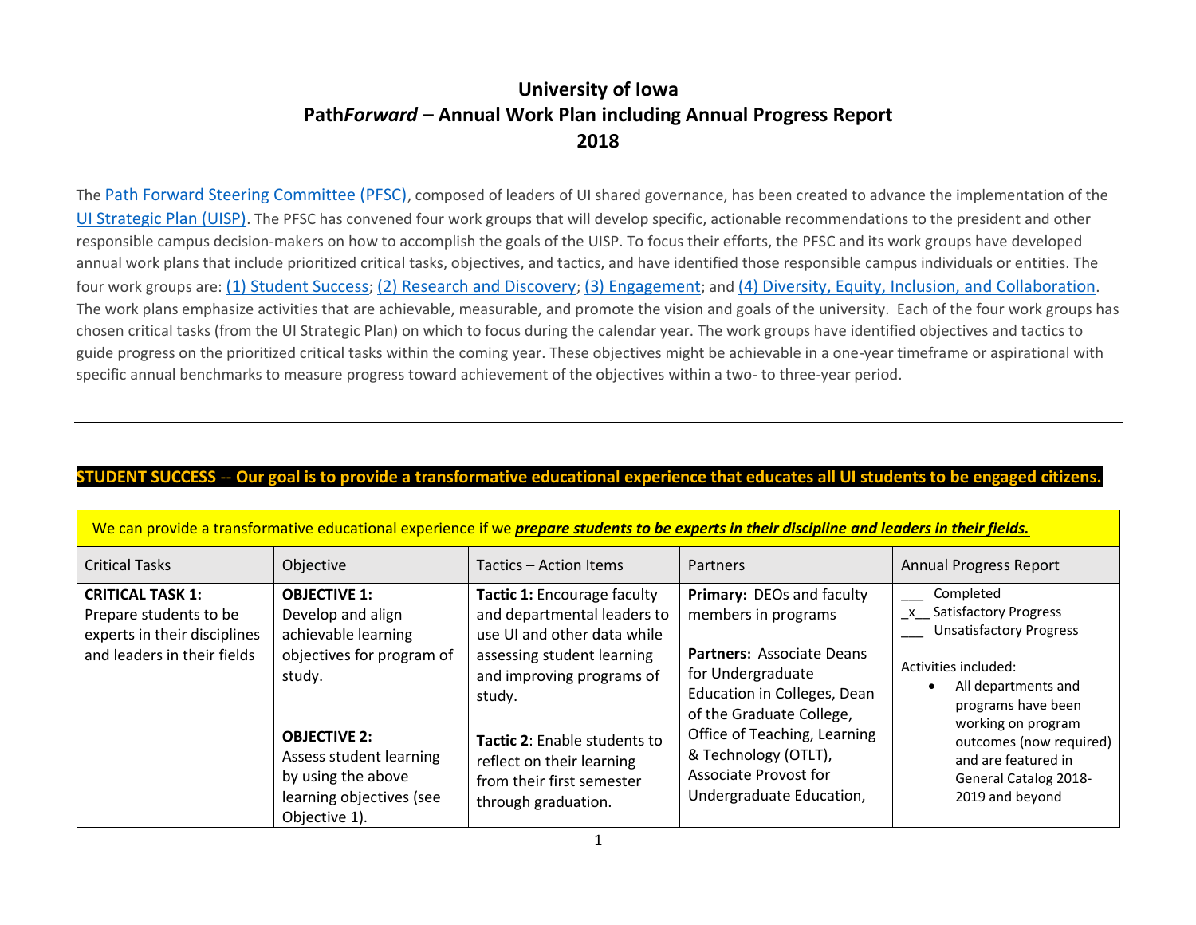# University of Iowa
# Path*Forward* – Annual Work Plan including Annual Progress Report
# 2018

The Path Forward Steering Committee (PFSC), composed of leaders of UI shared governance, has been created to advance the implementation of the UI Strategic Plan (UISP). The PFSC has convened four work groups that will develop specific, actionable recommendations to the president and other responsible campus decision-makers on how to accomplish the goals of the UISP. To focus their efforts, the PFSC and its work groups have developed annual work plans that include prioritized critical tasks, objectives, and tactics, and have identified those responsible campus individuals or entities. The four work groups are: (1) Student Success; (2) Research and Discovery; (3) Engagement; and (4) Diversity, Equity, Inclusion, and Collaboration. The work plans emphasize activities that are achievable, measurable, and promote the vision and goals of the university. Each of the four work groups has chosen critical tasks (from the UI Strategic Plan) on which to focus during the calendar year. The work groups have identified objectives and tactics to guide progress on the prioritized critical tasks within the coming year. These objectives might be achievable in a one-year timeframe or aspirational with specific annual benchmarks to measure progress toward achievement of the objectives within a two- to three-year period.

---

## STUDENT SUCCESS -- Our goal is to provide a transformative educational experience that educates all UI students to be engaged citizens.

We can provide a transformative educational experience if we ***prepare students to be experts in their discipline and leaders in their fields.***

| Critical Tasks | Objective | Tactics – Action Items | Partners | Annual Progress Report |
|---|---|---|---|---|
| **CRITICAL TASK 1:** Prepare students to be experts in their disciplines and leaders in their fields | **OBJECTIVE 1:** Develop and align achievable learning objectives for program of study.<br><br>**OBJECTIVE 2:** Assess student learning by using the above learning objectives (see Objective 1). | **Tactic 1:** Encourage faculty and departmental leaders to use UI and other data while assessing student learning and improving programs of study.<br><br>**Tactic 2**: Enable students to reflect on their learning from their first semester through graduation. | **Primary:** DEOs and faculty members in programs<br><br>**Partners:** Associate Deans for Undergraduate Education in Colleges, Dean of the Graduate College, Office of Teaching, Learning & Technology (OTLT), Associate Provost for Undergraduate Education, | ___ Completed<br>\_x\_\_ Satisfactory Progress<br>___ Unsatisfactory Progress<br><br>Activities included:<br>• All departments and programs have been working on program outcomes (now required) and are featured in General Catalog 2018-2019 and beyond |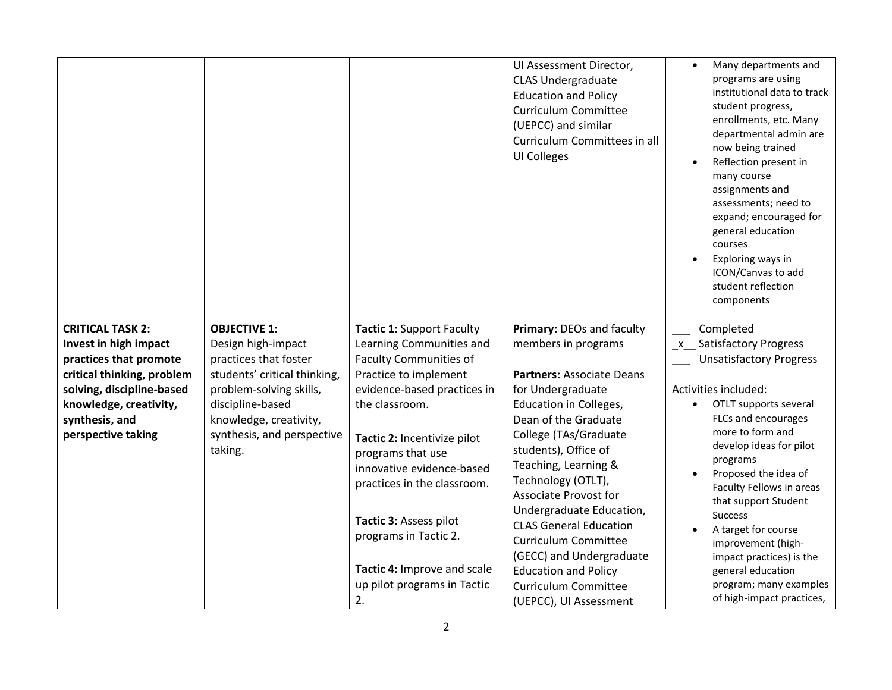| | | | | |
|---|---|---|---|---|
| | | | UI Assessment Director, CLAS Undergraduate Education and Policy Curriculum Committee (UEPCC) and similar Curriculum Committees in all UI Colleges | • Many departments and programs are using institutional data to track student progress, enrollments, etc. Many departmental admin are now being trained<br>• Reflection present in many course assignments and assessments; need to expand; encouraged for general education courses<br>• Exploring ways in ICON/Canvas to add student reflection components |
| **CRITICAL TASK 2: Invest in high impact practices that promote critical thinking, problem solving, discipline-based knowledge, creativity, synthesis, and perspective taking** | **OBJECTIVE 1:** Design high-impact practices that foster students' critical thinking, problem-solving skills, discipline-based knowledge, creativity, synthesis, and perspective taking. | **Tactic 1:** Support Faculty Learning Communities and Faculty Communities of Practice to implement evidence-based practices in the classroom.<br><br>**Tactic 2:** Incentivize pilot programs that use innovative evidence-based practices in the classroom.<br><br>**Tactic 3:** Assess pilot programs in Tactic 2.<br><br>**Tactic 4:** Improve and scale up pilot programs in Tactic 2. | **Primary:** DEOs and faculty members in programs<br><br>**Partners:** Associate Deans for Undergraduate Education in Colleges, Dean of the Graduate College (TAs/Graduate students), Office of Teaching, Learning & Technology (OTLT), Associate Provost for Undergraduate Education, CLAS General Education Curriculum Committee (GECC) and Undergraduate Education and Policy Curriculum Committee (UEPCC), UI Assessment | ___ Completed<br>_x__ Satisfactory Progress<br>___ Unsatisfactory Progress<br><br>Activities included:<br>• OTLT supports several FLCs and encourages more to form and develop ideas for pilot programs<br>• Proposed the idea of Faculty Fellows in areas that support Student Success<br>• A target for course improvement (high-impact practices) is the general education program; many examples of high-impact practices, |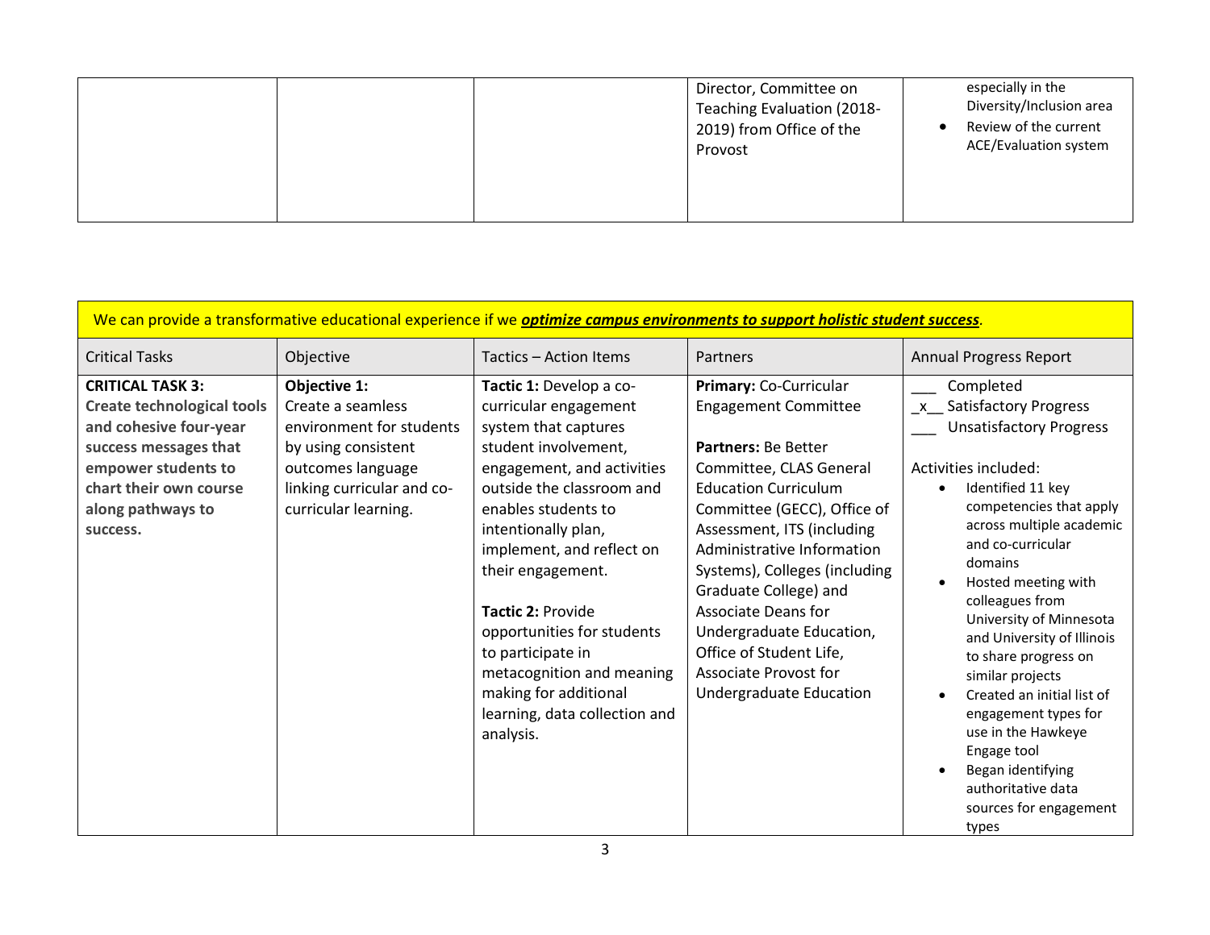|  |  |  | Director, Committee on Teaching Evaluation (2018-2019) from Office of the Provost | especially in the Diversity/Inclusion area<br>• Review of the current ACE/Evaluation system |
|---|---|---|---|---|

We can provide a transformative educational experience if we ***optimize campus environments to support holistic student success***.

| Critical Tasks | Objective | Tactics – Action Items | Partners | Annual Progress Report |
|---|---|---|---|---|
| **CRITICAL TASK 3: Create technological tools and cohesive four-year success messages that empower students to chart their own course along pathways to success.** | **Objective 1:** Create a seamless environment for students by using consistent outcomes language linking curricular and co-curricular learning. | **Tactic 1:** Develop a co-curricular engagement system that captures student involvement, engagement, and activities outside the classroom and enables students to intentionally plan, implement, and reflect on their engagement.<br><br>**Tactic 2:** Provide opportunities for students to participate in metacognition and meaning making for additional learning, data collection and analysis. | **Primary:** Co-Curricular Engagement Committee<br><br>**Partners:** Be Better Committee, CLAS General Education Curriculum Committee (GECC), Office of Assessment, ITS (including Administrative Information Systems), Colleges (including Graduate College) and Associate Deans for Undergraduate Education, Office of Student Life, Associate Provost for Undergraduate Education | ___ Completed<br>_x__ Satisfactory Progress<br>___ Unsatisfactory Progress<br><br>Activities included:<br>• Identified 11 key competencies that apply across multiple academic and co-curricular domains<br>• Hosted meeting with colleagues from University of Minnesota and University of Illinois to share progress on similar projects<br>• Created an initial list of engagement types for use in the Hawkeye Engage tool<br>• Began identifying authoritative data sources for engagement types |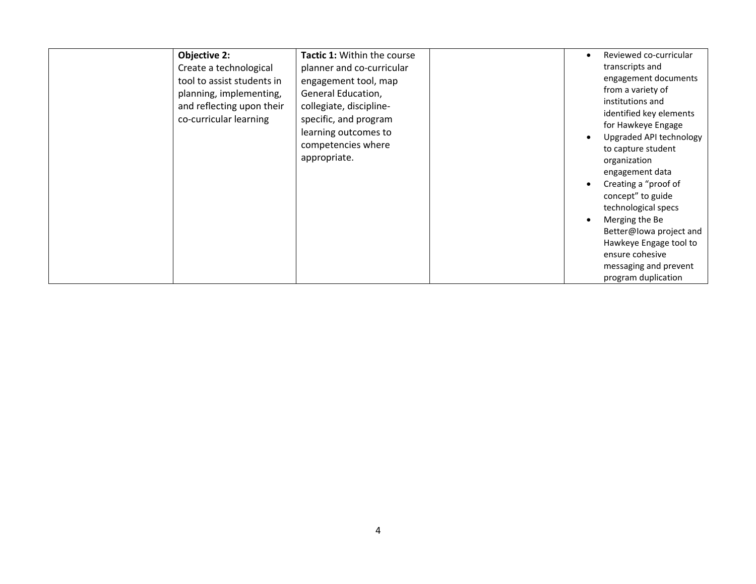| | | | | |
|---|---|---|---|---|
| | **Objective 2:** Create a technological tool to assist students in planning, implementing, and reflecting upon their co-curricular learning | **Tactic 1:** Within the course planner and co-curricular engagement tool, map General Education, collegiate, discipline-specific, and program learning outcomes to competencies where appropriate. | | • Reviewed co-curricular transcripts and engagement documents from a variety of institutions and identified key elements for Hawkeye Engage<br>• Upgraded API technology to capture student organization engagement data<br>• Creating a "proof of concept" to guide technological specs<br>• Merging the Be Better@Iowa project and Hawkeye Engage tool to ensure cohesive messaging and prevent program duplication |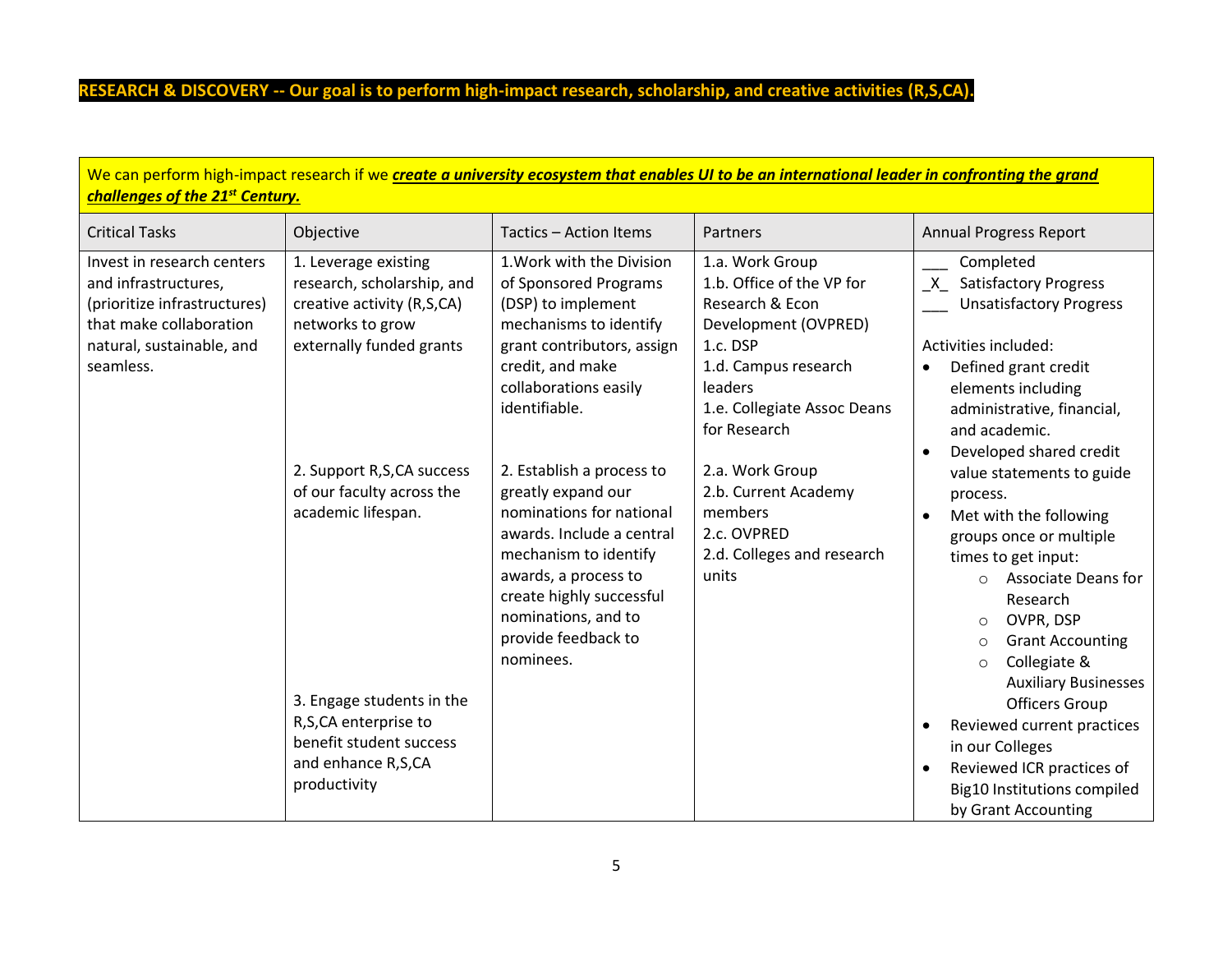**RESEARCH & DISCOVERY -- Our goal is to perform high-impact research, scholarship, and creative activities (R,S,CA).**

| We can perform high-impact research if we ***create a university ecosystem that enables UI to be an international leader in confronting the grand challenges of the 21st Century.*** | | | | |
|---|---|---|---|---|
| Critical Tasks | Objective | Tactics – Action Items | Partners | Annual Progress Report |
| Invest in research centers and infrastructures, (prioritize infrastructures) that make collaboration natural, sustainable, and seamless. | 1. Leverage existing research, scholarship, and creative activity (R,S,CA) networks to grow externally funded grants | 1.Work with the Division of Sponsored Programs (DSP) to implement mechanisms to identify grant contributors, assign credit, and make collaborations easily identifiable. | 1.a. Work Group<br>1.b. Office of the VP for Research & Econ Development (OVPRED)<br>1.c. DSP<br>1.d. Campus research leaders<br>1.e. Collegiate Assoc Deans for Research | ___ Completed<br>_X_ Satisfactory Progress<br>___ Unsatisfactory Progress<br><br>Activities included:<br>• Defined grant credit elements including administrative, financial, and academic.<br>• Developed shared credit value statements to guide process.<br>• Met with the following groups once or multiple times to get input:<br>&nbsp;&nbsp;○ Associate Deans for Research<br>&nbsp;&nbsp;○ OVPR, DSP<br>&nbsp;&nbsp;○ Grant Accounting<br>&nbsp;&nbsp;○ Collegiate & Auxiliary Businesses Officers Group<br>• Reviewed current practices in our Colleges<br>• Reviewed ICR practices of Big10 Institutions compiled by Grant Accounting |
| | 2. Support R,S,CA success of our faculty across the academic lifespan. | 2. Establish a process to greatly expand our nominations for national awards. Include a central mechanism to identify awards, a process to create highly successful nominations, and to provide feedback to nominees. | 2.a. Work Group<br>2.b. Current Academy members<br>2.c. OVPRED<br>2.d. Colleges and research units | |
| | 3. Engage students in the R,S,CA enterprise to benefit student success and enhance R,S,CA productivity | | | |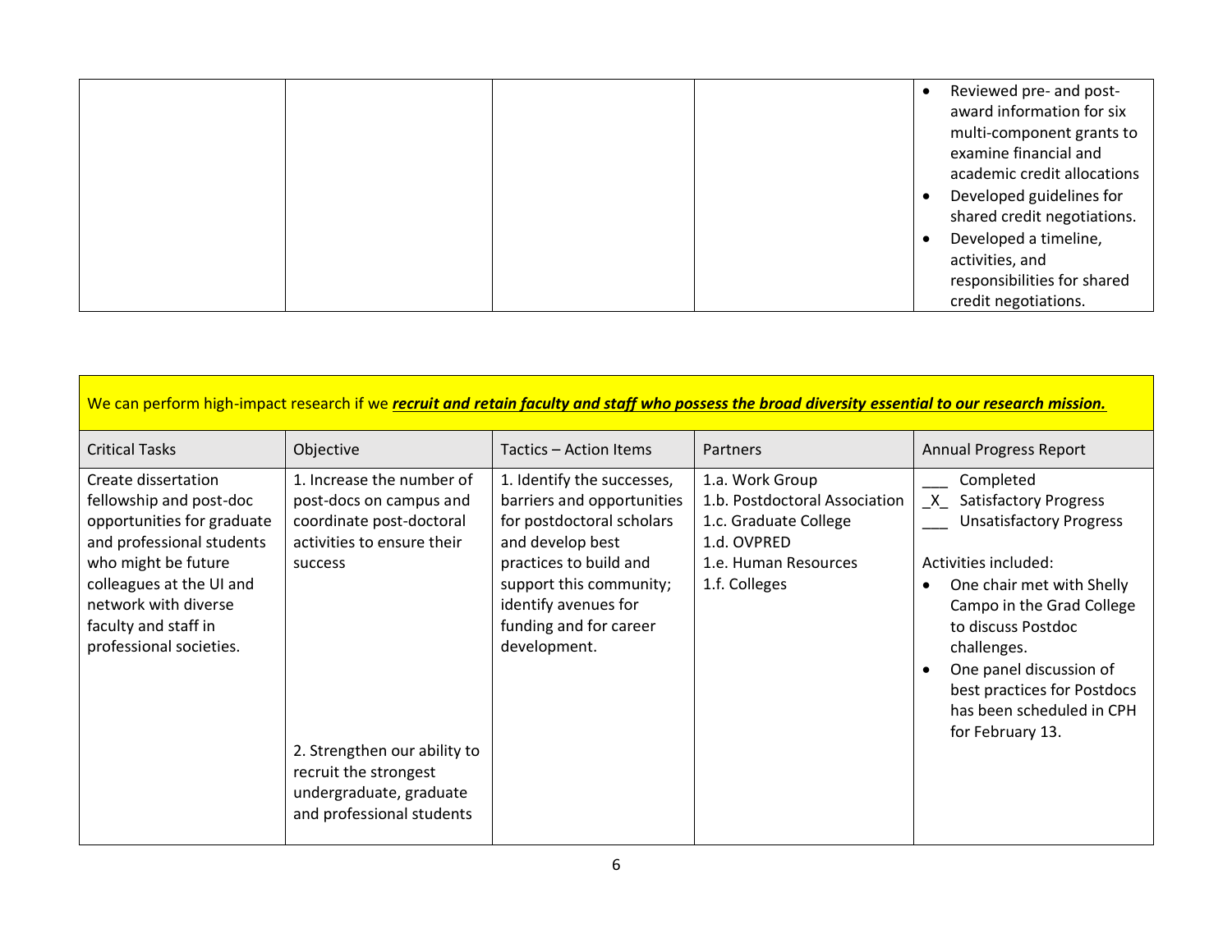| | | | | |
|---|---|---|---|---|
| | | | | • Reviewed pre- and post-award information for six multi-component grants to examine financial and academic credit allocations<br>• Developed guidelines for shared credit negotiations.<br>• Developed a timeline, activities, and responsibilities for shared credit negotiations. |

We can perform high-impact research if we ***recruit and retain faculty and staff who possess the broad diversity essential to our research mission.***

| Critical Tasks | Objective | Tactics – Action Items | Partners | Annual Progress Report |
|---|---|---|---|---|
| Create dissertation fellowship and post-doc opportunities for graduate and professional students who might be future colleagues at the UI and network with diverse faculty and staff in professional societies. | 1. Increase the number of post-docs on campus and coordinate post-doctoral activities to ensure their success<br><br>2. Strengthen our ability to recruit the strongest undergraduate, graduate and professional students | 1. Identify the successes, barriers and opportunities for postdoctoral scholars and develop best practices to build and support this community; identify avenues for funding and for career development. | 1.a. Work Group<br>1.b. Postdoctoral Association<br>1.c. Graduate College<br>1.d. OVPRED<br>1.e. Human Resources<br>1.f. Colleges | ___ Completed<br>_X_ Satisfactory Progress<br>___ Unsatisfactory Progress<br><br>Activities included:<br>• One chair met with Shelly Campo in the Grad College to discuss Postdoc challenges.<br>• One panel discussion of best practices for Postdocs has been scheduled in CPH for February 13. |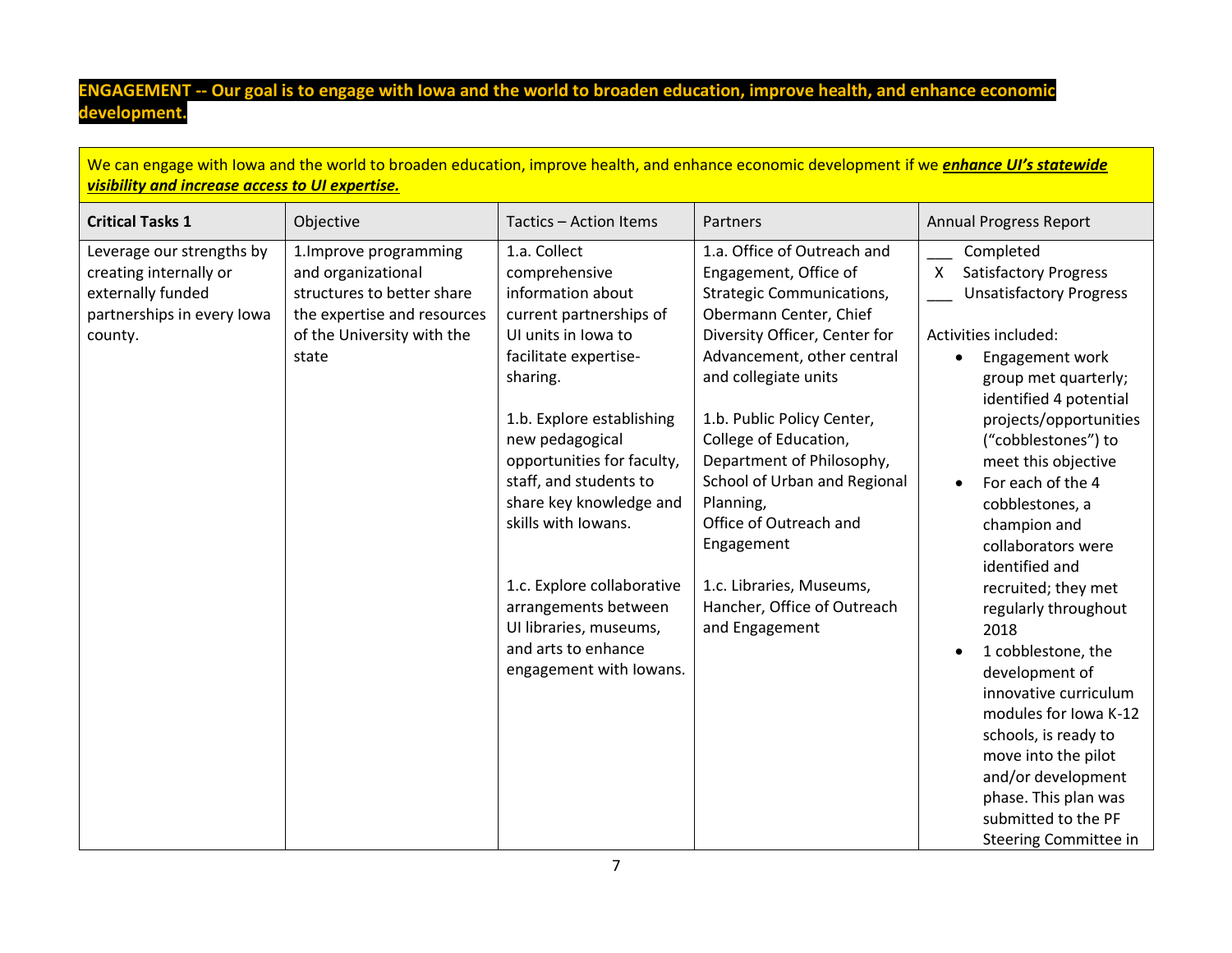**ENGAGEMENT -- Our goal is to engage with Iowa and the world to broaden education, improve health, and enhance economic development.**

We can engage with Iowa and the world to broaden education, improve health, and enhance economic development if we ***enhance UI's statewide visibility and increase access to UI expertise.***

| **Critical Tasks 1** | Objective | Tactics – Action Items | Partners | Annual Progress Report |
|---|---|---|---|---|
| Leverage our strengths by creating internally or externally funded partnerships in every Iowa county. | 1.Improve programming and organizational structures to better share the expertise and resources of the University with the state | 1.a. Collect comprehensive information about current partnerships of UI units in Iowa to facilitate expertise-sharing.<br><br>1.b. Explore establishing new pedagogical opportunities for faculty, staff, and students to share key knowledge and skills with Iowans.<br><br>1.c. Explore collaborative arrangements between UI libraries, museums, and arts to enhance engagement with Iowans. | 1.a. Office of Outreach and Engagement, Office of Strategic Communications, Obermann Center, Chief Diversity Officer, Center for Advancement, other central and collegiate units<br><br>1.b. Public Policy Center, College of Education, Department of Philosophy, School of Urban and Regional Planning, Office of Outreach and Engagement<br><br>1.c. Libraries, Museums, Hancher, Office of Outreach and Engagement | ___ Completed<br>X Satisfactory Progress<br>___ Unsatisfactory Progress<br><br>Activities included:<br>• Engagement work group met quarterly; identified 4 potential projects/opportunities ("cobblestones") to meet this objective<br>• For each of the 4 cobblestones, a champion and collaborators were identified and recruited; they met regularly throughout 2018<br>• 1 cobblestone, the development of innovative curriculum modules for Iowa K-12 schools, is ready to move into the pilot and/or development phase. This plan was submitted to the PF Steering Committee in |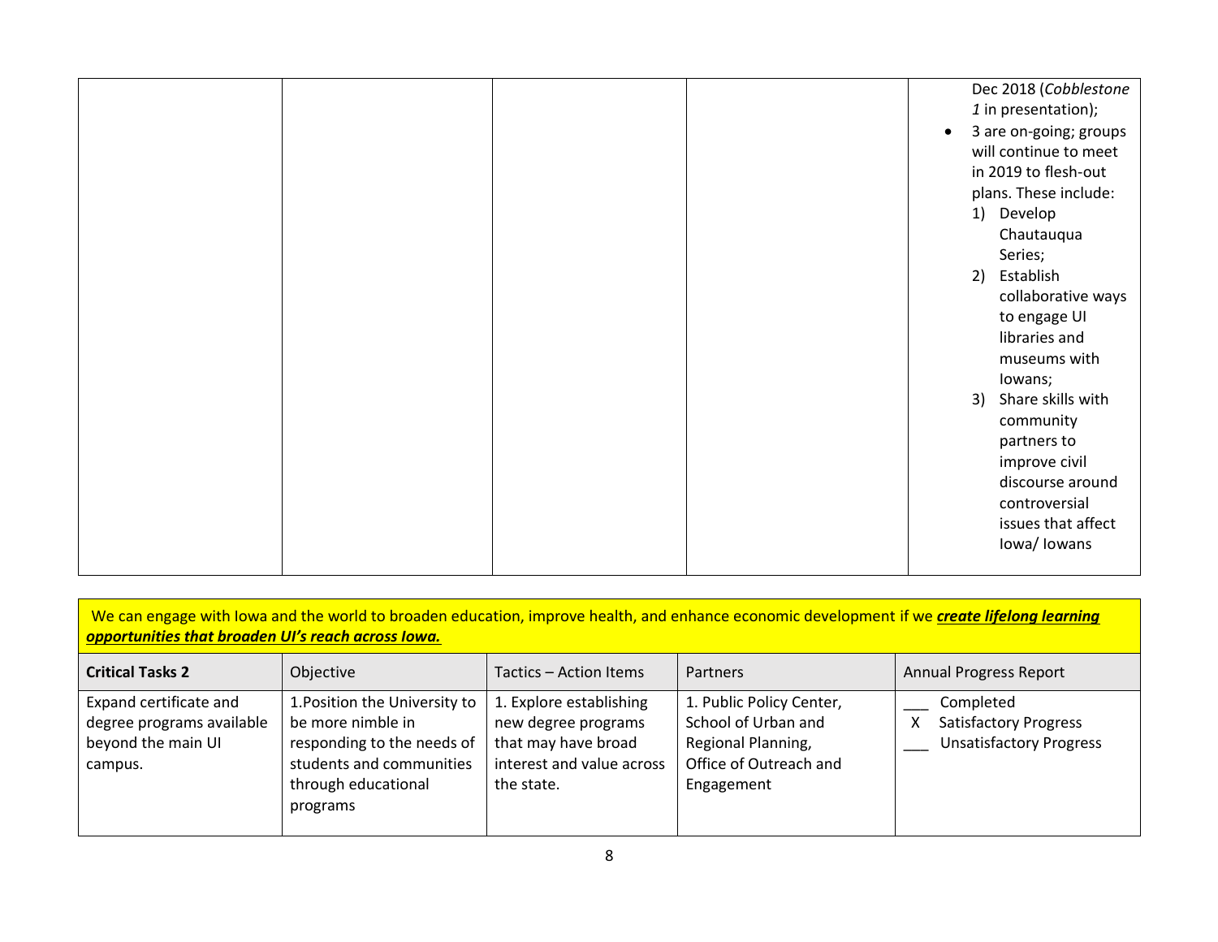| | | | | |
|---|---|---|---|---|
| | | | | Dec 2018 (*Cobblestone 1* in presentation);<br>• 3 are on-going; groups will continue to meet in 2019 to flesh-out plans. These include:<br>1) Develop Chautauqua Series;<br>2) Establish collaborative ways to engage UI libraries and museums with Iowans;<br>3) Share skills with community partners to improve civil discourse around controversial issues that affect Iowa/ Iowans |

We can engage with Iowa and the world to broaden education, improve health, and enhance economic development if we ***create lifelong learning opportunities that broaden UI's reach across Iowa.***

| **Critical Tasks 2** | Objective | Tactics – Action Items | Partners | Annual Progress Report |
|---|---|---|---|---|
| Expand certificate and degree programs available beyond the main UI campus. | 1.Position the University to be more nimble in responding to the needs of students and communities through educational programs | 1. Explore establishing new degree programs that may have broad interest and value across the state. | 1. Public Policy Center, School of Urban and Regional Planning, Office of Outreach and Engagement | ___ Completed<br>X Satisfactory Progress<br>___ Unsatisfactory Progress |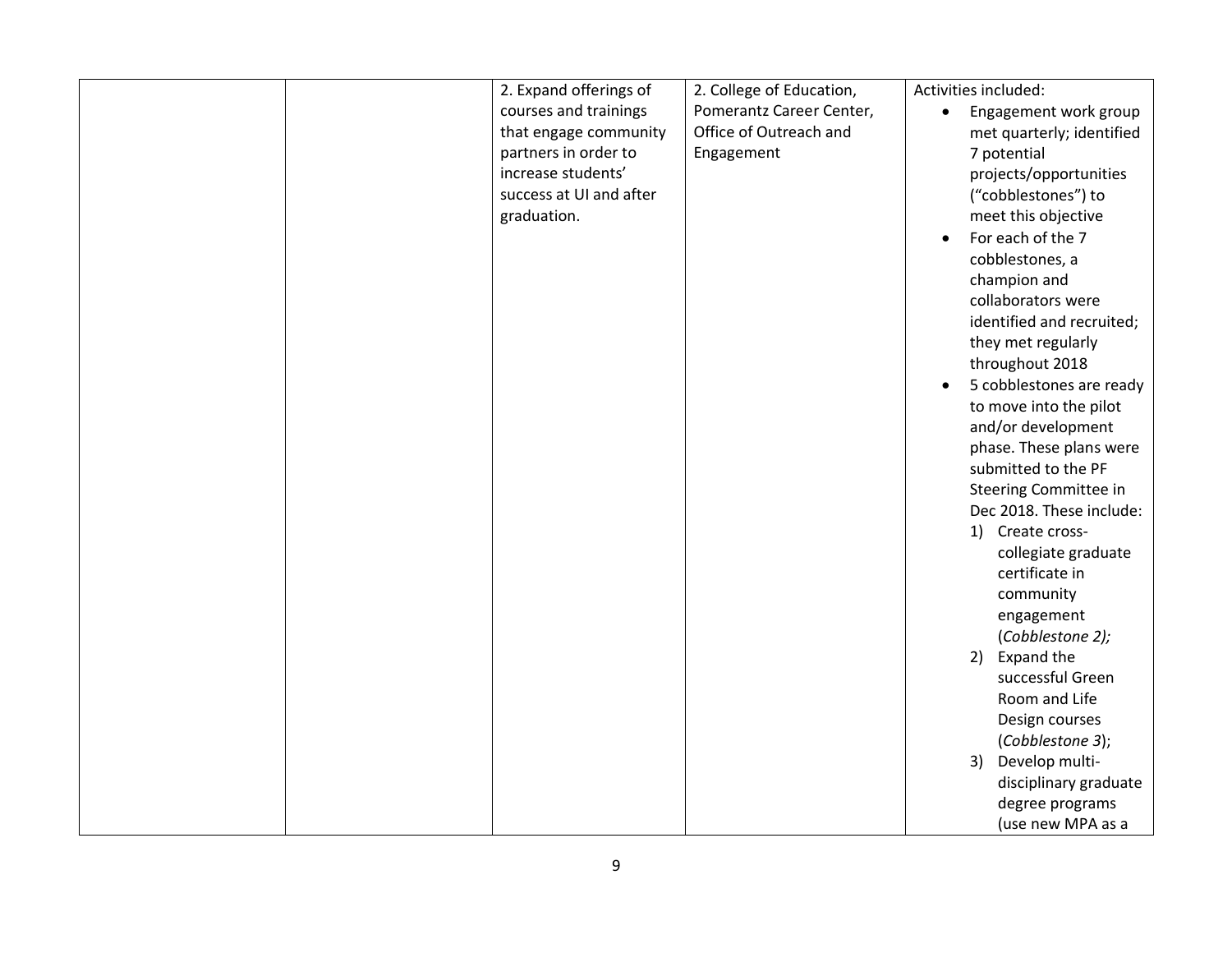| | | | | |
|---|---|---|---|---|
| | | 2. Expand offerings of courses and trainings that engage community partners in order to increase students' success at UI and after graduation. | 2. College of Education, Pomerantz Career Center, Office of Outreach and Engagement | Activities included:<br>• Engagement work group met quarterly; identified 7 potential projects/opportunities ("cobblestones") to meet this objective<br>• For each of the 7 cobblestones, a champion and collaborators were identified and recruited; they met regularly throughout 2018<br>• 5 cobblestones are ready to move into the pilot and/or development phase. These plans were submitted to the PF Steering Committee in Dec 2018. These include:<br>1) Create cross-collegiate graduate certificate in community engagement (*Cobblestone 2);*<br>2) Expand the successful Green Room and Life Design courses (*Cobblestone 3*);<br>3) Develop multi-disciplinary graduate degree programs (use new MPA as a |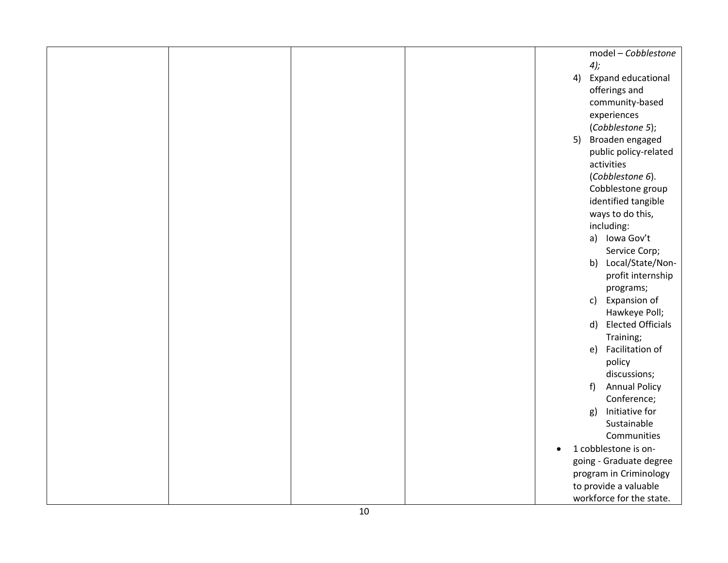|  |  |  |  |  |
|---|---|---|---|---|
|  |  |  |  | model – *Cobblestone 4);*<br>4) Expand educational offerings and community-based experiences (*Cobblestone 5*);<br>5) Broaden engaged public policy-related activities (*Cobblestone 6*). Cobblestone group identified tangible ways to do this, including:<br>a) Iowa Gov't Service Corp;<br>b) Local/State/Non-profit internship programs;<br>c) Expansion of Hawkeye Poll;<br>d) Elected Officials Training;<br>e) Facilitation of policy discussions;<br>f) Annual Policy Conference;<br>g) Initiative for Sustainable Communities<br>• 1 cobblestone is on-going - Graduate degree program in Criminology to provide a valuable workforce for the state. |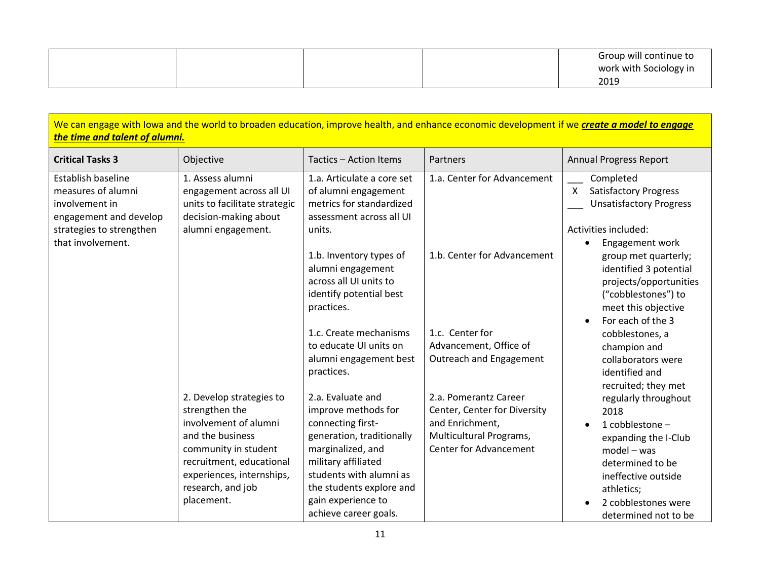| | | | | Group will continue to work with Sociology in 2019 |
|---|---|---|---|---|

We can engage with Iowa and the world to broaden education, improve health, and enhance economic development if we ***create a model to engage the time and talent of alumni.***

| **Critical Tasks 3** | Objective | Tactics – Action Items | Partners | Annual Progress Report |
|---|---|---|---|---|
| Establish baseline measures of alumni involvement in engagement and develop strategies to strengthen that involvement. | 1. Assess alumni engagement across all UI units to facilitate strategic decision-making about alumni engagement. | 1.a. Articulate a core set of alumni engagement metrics for standardized assessment across all UI units.<br><br>1.b. Inventory types of alumni engagement across all UI units to identify potential best practices.<br><br>1.c. Create mechanisms to educate UI units on alumni engagement best practices. | 1.a. Center for Advancement<br><br>1.b. Center for Advancement<br><br>1.c. Center for Advancement, Office of Outreach and Engagement | ___ Completed<br>X Satisfactory Progress<br>___ Unsatisfactory Progress<br><br>Activities included:<br>• Engagement work group met quarterly; identified 3 potential projects/opportunities ("cobblestones") to meet this objective<br>• For each of the 3 cobblestones, a champion and collaborators were identified and recruited; they met regularly throughout 2018<br>• 1 cobblestone – expanding the I-Club model – was determined to be ineffective outside athletics;<br>• 2 cobblestones were determined not to be |
| | 2. Develop strategies to strengthen the involvement of alumni and the business community in student recruitment, educational experiences, internships, research, and job placement. | 2.a. Evaluate and improve methods for connecting first-generation, traditionally marginalized, and military affiliated students with alumni as the students explore and gain experience to achieve career goals. | 2.a. Pomerantz Career Center, Center for Diversity and Enrichment, Multicultural Programs, Center for Advancement | |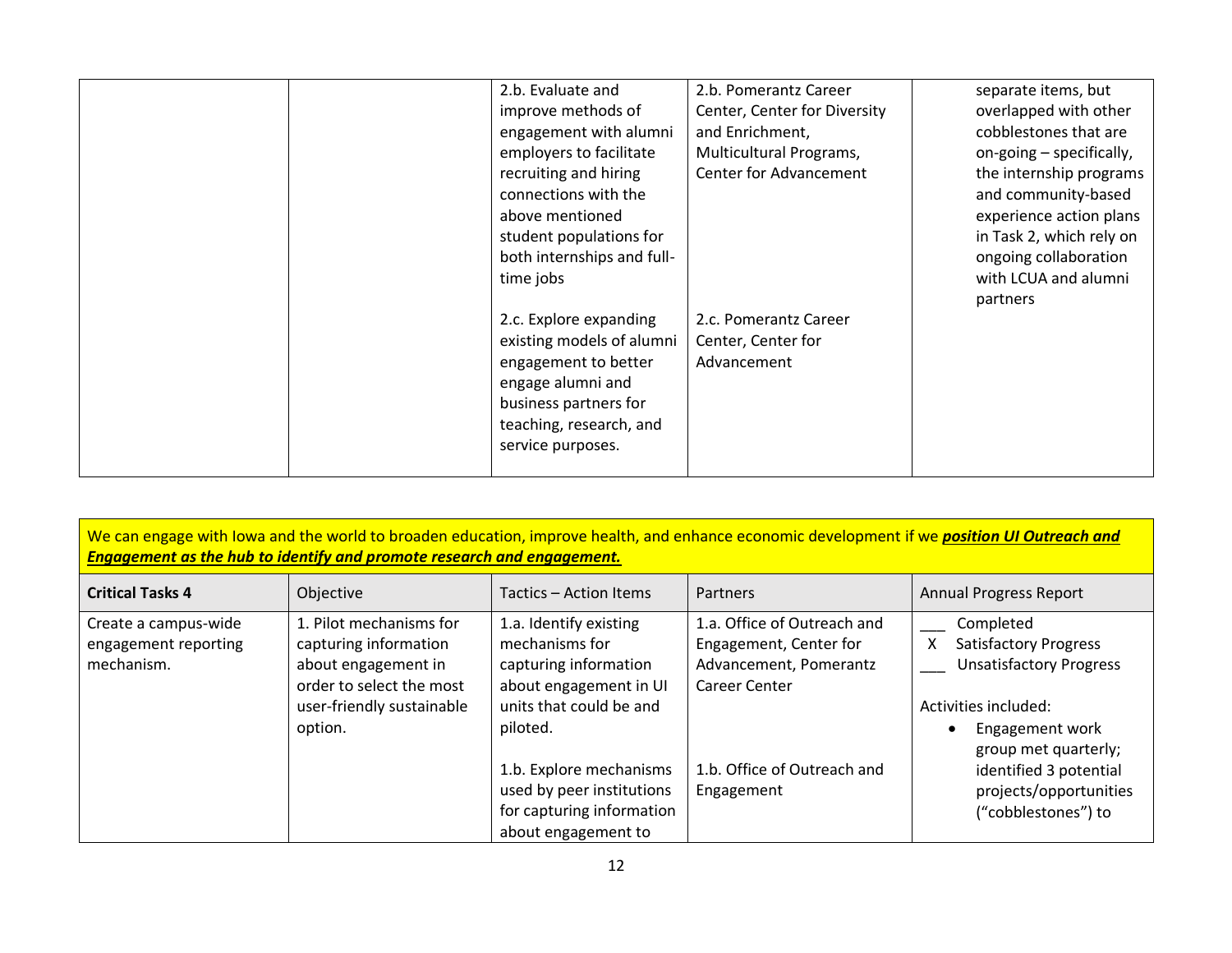| | | | | |
|---|---|---|---|---|
| | | 2.b. Evaluate and improve methods of engagement with alumni employers to facilitate recruiting and hiring connections with the above mentioned student populations for both internships and full-time jobs<br><br>2.c. Explore expanding existing models of alumni engagement to better engage alumni and business partners for teaching, research, and service purposes. | 2.b. Pomerantz Career Center, Center for Diversity and Enrichment, Multicultural Programs, Center for Advancement<br><br>2.c. Pomerantz Career Center, Center for Advancement | separate items, but overlapped with other cobblestones that are on-going – specifically, the internship programs and community-based experience action plans in Task 2, which rely on ongoing collaboration with LCUA and alumni partners |

We can engage with Iowa and the world to broaden education, improve health, and enhance economic development if we ***position UI Outreach and Engagement as the hub to identify and promote research and engagement.***

| **Critical Tasks 4** | Objective | Tactics – Action Items | Partners | Annual Progress Report |
|---|---|---|---|---|
| Create a campus-wide engagement reporting mechanism. | 1. Pilot mechanisms for capturing information about engagement in order to select the most user-friendly sustainable option. | 1.a. Identify existing mechanisms for capturing information about engagement in UI units that could be and piloted.<br><br>1.b. Explore mechanisms used by peer institutions for capturing information about engagement to | 1.a. Office of Outreach and Engagement, Center for Advancement, Pomerantz Career Center<br><br>1.b. Office of Outreach and Engagement | ___ Completed<br>X Satisfactory Progress<br>___ Unsatisfactory Progress<br><br>Activities included:<br>• Engagement work group met quarterly; identified 3 potential projects/opportunities ("cobblestones") to |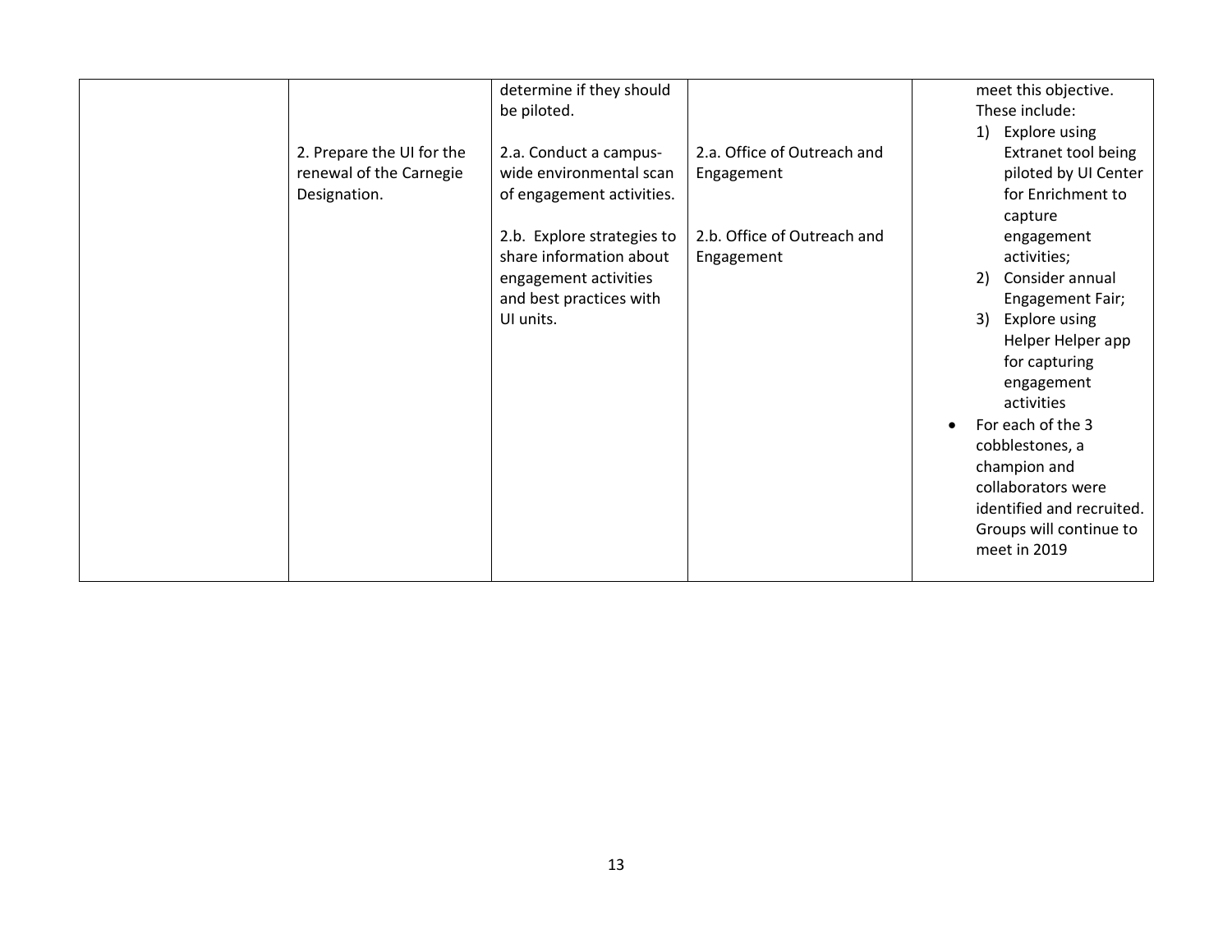|  |  |  |  |  |
|---|---|---|---|---|
|  |  | determine if they should be piloted. |  | meet this objective. These include:<br>1) Explore using Extranet tool being piloted by UI Center for Enrichment to capture engagement activities;<br>2) Consider annual Engagement Fair;<br>3) Explore using Helper Helper app for capturing engagement activities<br>• For each of the 3 cobblestones, a champion and collaborators were identified and recruited. Groups will continue to meet in 2019 |
|  | 2. Prepare the UI for the renewal of the Carnegie Designation. | 2.a. Conduct a campus-wide environmental scan of engagement activities.<br><br>2.b. Explore strategies to share information about engagement activities and best practices with UI units. | 2.a. Office of Outreach and Engagement<br><br>2.b. Office of Outreach and Engagement |  |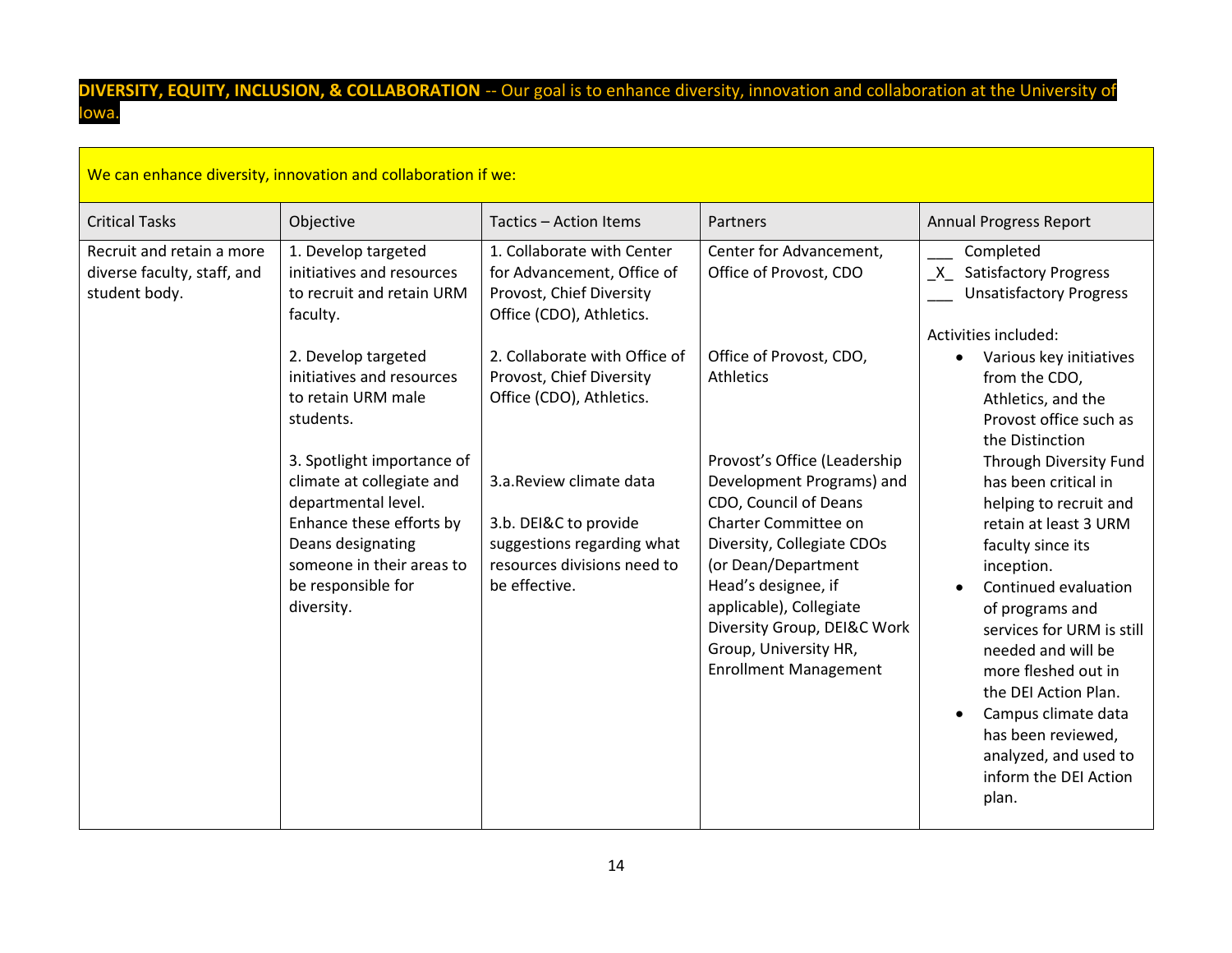**DIVERSITY, EQUITY, INCLUSION, & COLLABORATION** -- Our goal is to enhance diversity, innovation and collaboration at the University of Iowa.

| We can enhance diversity, innovation and collaboration if we: | | | | |
|---|---|---|---|---|
| Critical Tasks | Objective | Tactics – Action Items | Partners | Annual Progress Report |
| Recruit and retain a more diverse faculty, staff, and student body. | 1. Develop targeted initiatives and resources to recruit and retain URM faculty.<br><br>2. Develop targeted initiatives and resources to retain URM male students.<br><br>3. Spotlight importance of climate at collegiate and departmental level. Enhance these efforts by Deans designating someone in their areas to be responsible for diversity. | 1. Collaborate with Center for Advancement, Office of Provost, Chief Diversity Office (CDO), Athletics.<br><br>2. Collaborate with Office of Provost, Chief Diversity Office (CDO), Athletics.<br><br>3.a. Review climate data<br><br>3.b. DEI&C to provide suggestions regarding what resources divisions need to be effective. | Center for Advancement, Office of Provost, CDO<br><br>Office of Provost, CDO, Athletics<br><br>Provost's Office (Leadership Development Programs) and CDO, Council of Deans Charter Committee on Diversity, Collegiate CDOs (or Dean/Department Head's designee, if applicable), Collegiate Diversity Group, DEI&C Work Group, University HR, Enrollment Management | ___ Completed<br>_X_ Satisfactory Progress<br>___ Unsatisfactory Progress<br><br>Activities included:<br>• Various key initiatives from the CDO, Athletics, and the Provost office such as the Distinction Through Diversity Fund has been critical in helping to recruit and retain at least 3 URM faculty since its inception.<br>• Continued evaluation of programs and services for URM is still needed and will be more fleshed out in the DEI Action Plan.<br>• Campus climate data has been reviewed, analyzed, and used to inform the DEI Action plan. |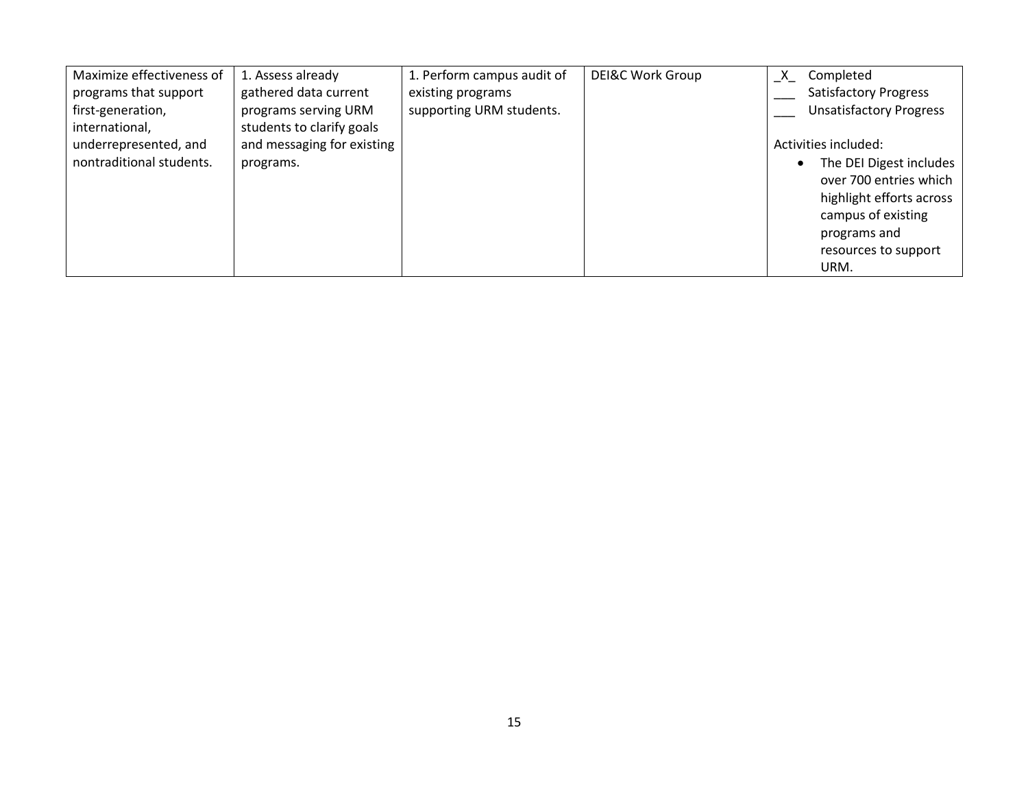| | | | | |
|---|---|---|---|---|
| Maximize effectiveness of programs that support first-generation, international, underrepresented, and nontraditional students. | 1. Assess already gathered data current programs serving URM students to clarify goals and messaging for existing programs. | 1. Perform campus audit of existing programs supporting URM students. | DEI&C Work Group | _X_ Completed<br>___ Satisfactory Progress<br>___ Unsatisfactory Progress<br><br>Activities included:<br>• The DEI Digest includes over 700 entries which highlight efforts across campus of existing programs and resources to support URM. |